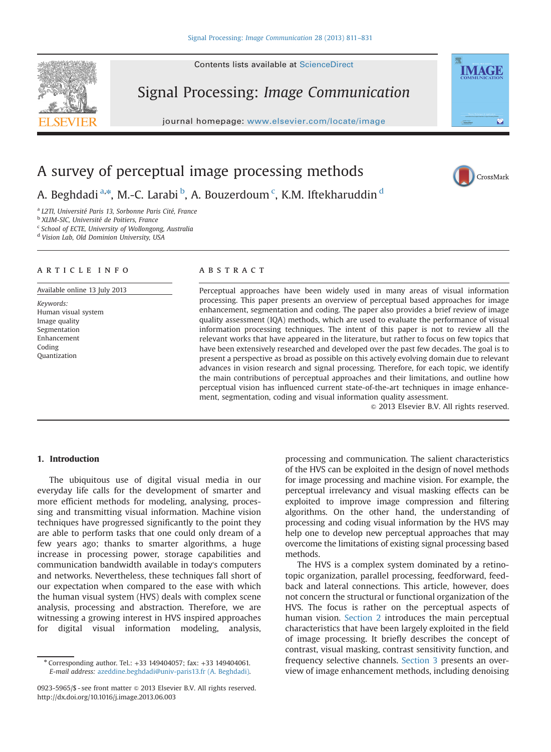Contents lists available at ScienceDirect

# Signal Processing: *Image Communication*

journal homepage: www.elsevier.com/locate/image

# A survey of perceptual image processing methods

A. Beghdadi [a,*], M.-C. Larabi [b], A. Bouzerdoum [c], K.M. Iftekharuddin [d]

[a] L2TI, Université Paris 13, Sorbonne Paris Cité, France
[b] XLIM-SIC, Université de Poitiers, France
[c] School of ECTE, University of Wollongong, Australia
[d] Vision Lab, Old Dominion University, USA

## ARTICLE INFO

Available online 13 July 2013

*Keywords:*
Human visual system
Image quality
Segmentation
Enhancement
Coding
Quantization

## ABSTRACT

Perceptual approaches have been widely used in many areas of visual information processing. This paper presents an overview of perceptual based approaches for image enhancement, segmentation and coding. The paper also provides a brief review of image quality assessment (IQA) methods, which are used to evaluate the performance of visual information processing techniques. The intent of this paper is not to review all the relevant works that have appeared in the literature, but rather to focus on few topics that have been extensively researched and developed over the past few decades. The goal is to present a perspective as broad as possible on this actively evolving domain due to relevant advances in vision research and signal processing. Therefore, for each topic, we identify the main contributions of perceptual approaches and their limitations, and outline how perceptual vision has influenced current state-of-the-art techniques in image enhancement, segmentation, coding and visual information quality assessment.

© 2013 Elsevier B.V. All rights reserved.

## 1. Introduction

The ubiquitous use of digital visual media in our everyday life calls for the development of smarter and more efficient methods for modeling, analysing, processing and transmitting visual information. Machine vision techniques have progressed significantly to the point they are able to perform tasks that one could only dream of a few years ago; thanks to smarter algorithms, a huge increase in processing power, storage capabilities and communication bandwidth available in today's computers and networks. Nevertheless, these techniques fall short of our expectation when compared to the ease with which the human visual system (HVS) deals with complex scene analysis, processing and abstraction. Therefore, we are witnessing a growing interest in HVS inspired approaches for digital visual information modeling, analysis, processing and communication. The salient characteristics of the HVS can be exploited in the design of novel methods for image processing and machine vision. For example, the perceptual irrelevancy and visual masking effects can be exploited to improve image compression and filtering algorithms. On the other hand, the understanding of processing and coding visual information by the HVS may help one to develop new perceptual approaches that may overcome the limitations of existing signal processing based methods.

The HVS is a complex system dominated by a retinotopic organization, parallel processing, feedforward, feedback and lateral connections. This article, however, does not concern the structural or functional organization of the HVS. The focus is rather on the perceptual aspects of human vision. Section 2 introduces the main perceptual characteristics that have been largely exploited in the field of image processing. It briefly describes the concept of contrast, visual masking, contrast sensitivity function, and frequency selective channels. Section 3 presents an overview of image enhancement methods, including denoising

* Corresponding author. Tel.: +33 149404057; fax: +33 149404061.
*E-mail address:* azeddine.beghdadi@univ-paris13.fr (A. Beghdadi).

0923-5965/$ - see front matter © 2013 Elsevier B.V. All rights reserved.
http://dx.doi.org/10.1016/j.image.2013.06.003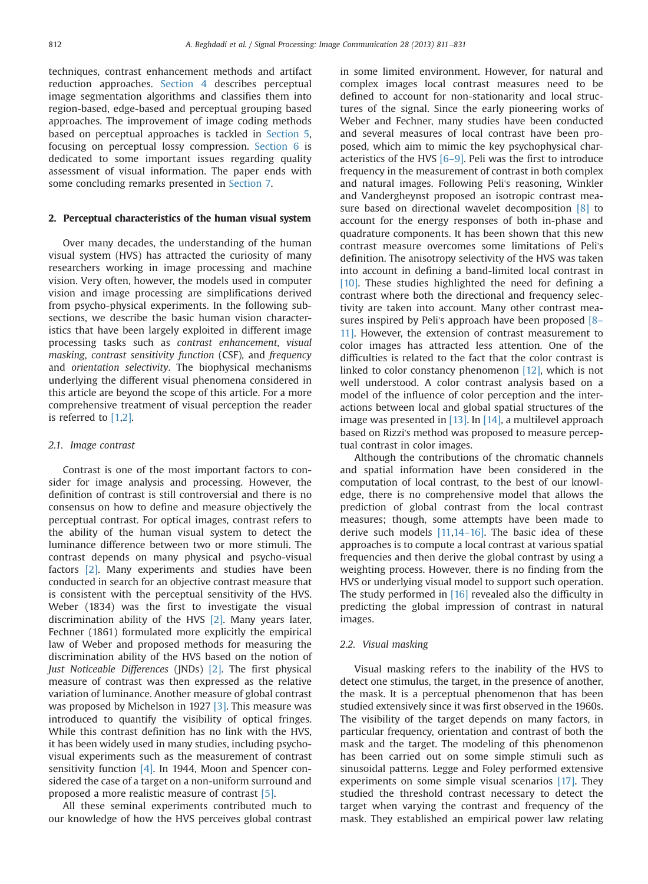techniques, contrast enhancement methods and artifact reduction approaches. Section 4 describes perceptual image segmentation algorithms and classifies them into region-based, edge-based and perceptual grouping based approaches. The improvement of image coding methods based on perceptual approaches is tackled in Section 5, focusing on perceptual lossy compression. Section 6 is dedicated to some important issues regarding quality assessment of visual information. The paper ends with some concluding remarks presented in Section 7.

## 2. Perceptual characteristics of the human visual system

Over many decades, the understanding of the human visual system (HVS) has attracted the curiosity of many researchers working in image processing and machine vision. Very often, however, the models used in computer vision and image processing are simplifications derived from psycho-physical experiments. In the following subsections, we describe the basic human vision characteristics that have been largely exploited in different image processing tasks such as *contrast enhancement*, *visual masking*, *contrast sensitivity function* (CSF), and *frequency* and *orientation selectivity*. The biophysical mechanisms underlying the different visual phenomena considered in this article are beyond the scope of this article. For a more comprehensive treatment of visual perception the reader is referred to [1,2].

### 2.1. Image contrast

Contrast is one of the most important factors to consider for image analysis and processing. However, the definition of contrast is still controversial and there is no consensus on how to define and measure objectively the perceptual contrast. For optical images, contrast refers to the ability of the human visual system to detect the luminance difference between two or more stimuli. The contrast depends on many physical and psycho-visual factors [2]. Many experiments and studies have been conducted in search for an objective contrast measure that is consistent with the perceptual sensitivity of the HVS. Weber (1834) was the first to investigate the visual discrimination ability of the HVS [2]. Many years later, Fechner (1861) formulated more explicitly the empirical law of Weber and proposed methods for measuring the discrimination ability of the HVS based on the notion of *Just Noticeable Differences* (JNDs) [2]. The first physical measure of contrast was then expressed as the relative variation of luminance. Another measure of global contrast was proposed by Michelson in 1927 [3]. This measure was introduced to quantify the visibility of optical fringes. While this contrast definition has no link with the HVS, it has been widely used in many studies, including psycho-visual experiments such as the measurement of contrast sensitivity function [4]. In 1944, Moon and Spencer considered the case of a target on a non-uniform surround and proposed a more realistic measure of contrast [5].

All these seminal experiments contributed much to our knowledge of how the HVS perceives global contrast in some limited environment. However, for natural and complex images local contrast measures need to be defined to account for non-stationarity and local structures of the signal. Since the early pioneering works of Weber and Fechner, many studies have been conducted and several measures of local contrast have been proposed, which aim to mimic the key psychophysical characteristics of the HVS [6–9]. Peli was the first to introduce frequency in the measurement of contrast in both complex and natural images. Following Peli's reasoning, Winkler and Vandergheynst proposed an isotropic contrast measure based on directional wavelet decomposition [8] to account for the energy responses of both in-phase and quadrature components. It has been shown that this new contrast measure overcomes some limitations of Peli's definition. The anisotropy selectivity of the HVS was taken into account in defining a band-limited local contrast in [10]. These studies highlighted the need for defining a contrast where both the directional and frequency selectivity are taken into account. Many other contrast measures inspired by Peli's approach have been proposed [8–11]. However, the extension of contrast measurement to color images has attracted less attention. One of the difficulties is related to the fact that the color contrast is linked to color constancy phenomenon [12], which is not well understood. A color contrast analysis based on a model of the influence of color perception and the interactions between local and global spatial structures of the image was presented in [13]. In [14], a multilevel approach based on Rizzi's method was proposed to measure perceptual contrast in color images.

Although the contributions of the chromatic channels and spatial information have been considered in the computation of local contrast, to the best of our knowledge, there is no comprehensive model that allows the prediction of global contrast from the local contrast measures; though, some attempts have been made to derive such models [11,14–16]. The basic idea of these approaches is to compute a local contrast at various spatial frequencies and then derive the global contrast by using a weighting process. However, there is no finding from the HVS or underlying visual model to support such operation. The study performed in [16] revealed also the difficulty in predicting the global impression of contrast in natural images.

### 2.2. Visual masking

Visual masking refers to the inability of the HVS to detect one stimulus, the target, in the presence of another, the mask. It is a perceptual phenomenon that has been studied extensively since it was first observed in the 1960s. The visibility of the target depends on many factors, in particular frequency, orientation and contrast of both the mask and the target. The modeling of this phenomenon has been carried out on some simple stimuli such as sinusoidal patterns. Legge and Foley performed extensive experiments on some simple visual scenarios [17]. They studied the threshold contrast necessary to detect the target when varying the contrast and frequency of the mask. They established an empirical power law relating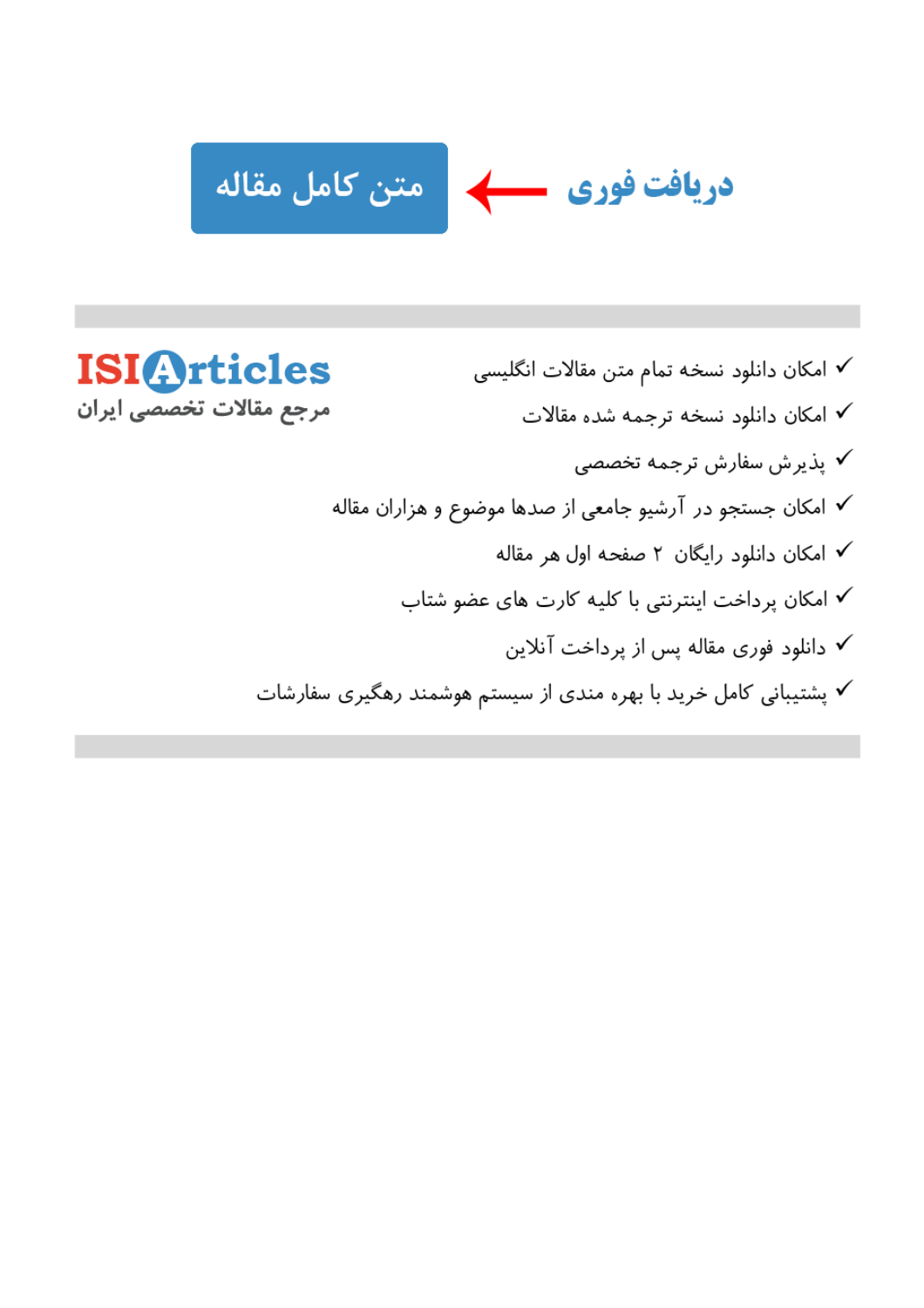دریافت فوری ← **متن کامل مقاله**

**ISIArticles**
مرجع مقالات تخصصی ایران

- ✓ امکان دانلود نسخه تمام متن مقالات انگلیسی
- ✓ امکان دانلود نسخه ترجمه شده مقالات
- ✓ پذیرش سفارش ترجمه تخصصی
- ✓ امکان جستجو در آرشیو جامعی از صدها موضوع و هزاران مقاله
- ✓ امکان دانلود رایگان ۲ صفحه اول هر مقاله
- ✓ امکان پرداخت اینترنتی با کلیه کارت های عضو شتاب
- ✓ دانلود فوری مقاله پس از پرداخت آنلاین
- ✓ پشتیبانی کامل خرید با بهره مندی از سیستم هوشمند رهگیری سفارشات